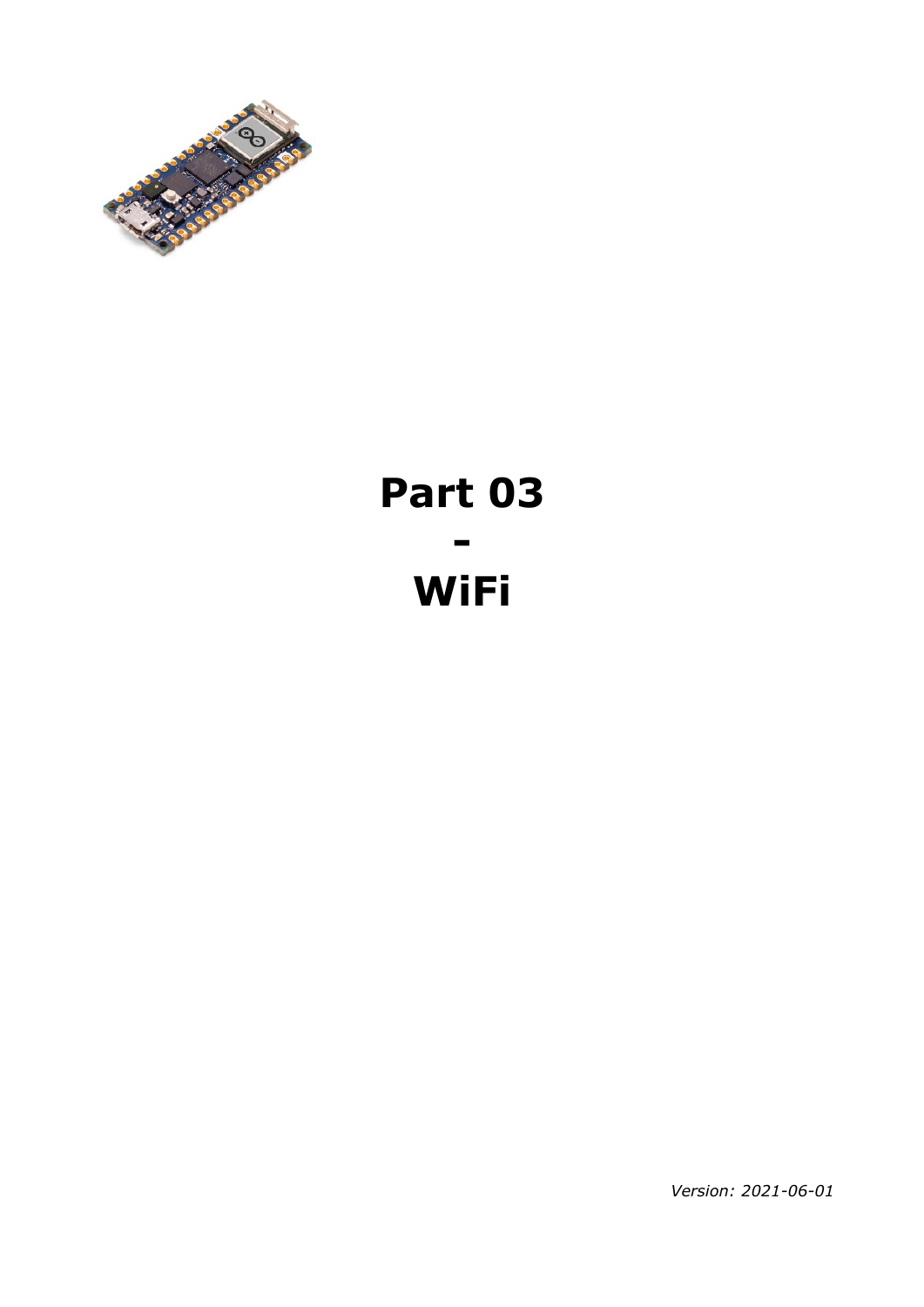# Part 03
# -
# WiFi

*Version: 2021-06-01*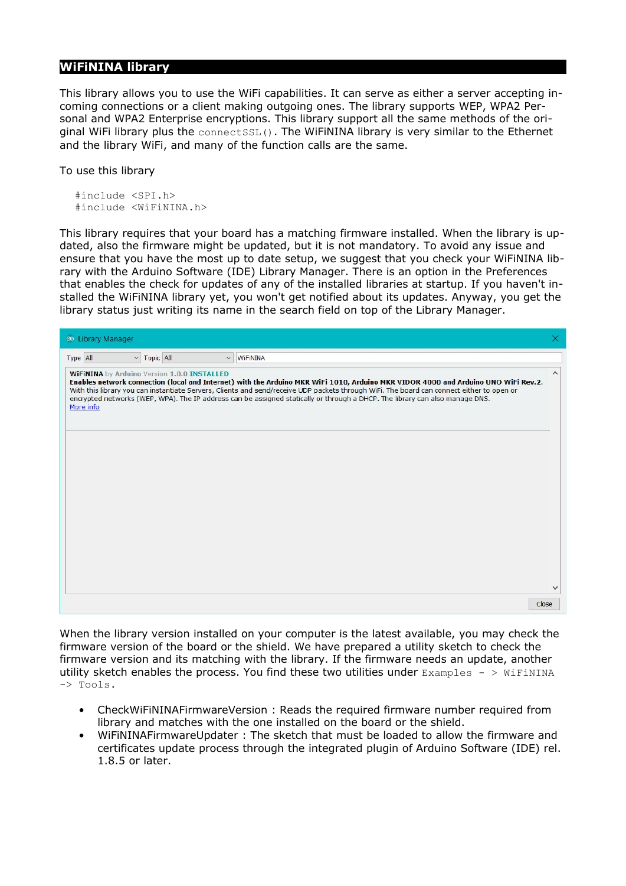## WiFiNINA library

This library allows you to use the WiFi capabilities. It can serve as either a server accepting incoming connections or a client making outgoing ones. The library supports WEP, WPA2 Personal and WPA2 Enterprise encryptions. This library support all the same methods of the original WiFi library plus the `connectSSL()`. The WiFiNINA library is very similar to the Ethernet and the library WiFi, and many of the function calls are the same.

To use this library

```
#include <SPI.h>
#include <WiFiNINA.h>
```

This library requires that your board has a matching firmware installed. When the library is updated, also the firmware might be updated, but it is not mandatory. To avoid any issue and ensure that you have the most up to date setup, we suggest that you check your WiFiNINA library with the Arduino Software (IDE) Library Manager. There is an option in the Preferences that enables the check for updates of any of the installed libraries at startup. If you haven't installed the WiFiNINA library yet, you won't get notified about its updates. Anyway, you get the library status just writing its name in the search field on top of the Library Manager.

When the library version installed on your computer is the latest available, you may check the firmware version of the board or the shield. We have prepared a utility sketch to check the firmware version and its matching with the library. If the firmware needs an update, another utility sketch enables the process. You find these two utilities under `Examples - > WiFiNINA -> Tools`.

- CheckWiFiNINAFirmwareVersion : Reads the required firmware number required from library and matches with the one installed on the board or the shield.
- WiFiNINAFirmwareUpdater : The sketch that must be loaded to allow the firmware and certificates update process through the integrated plugin of Arduino Software (IDE) rel. 1.8.5 or later.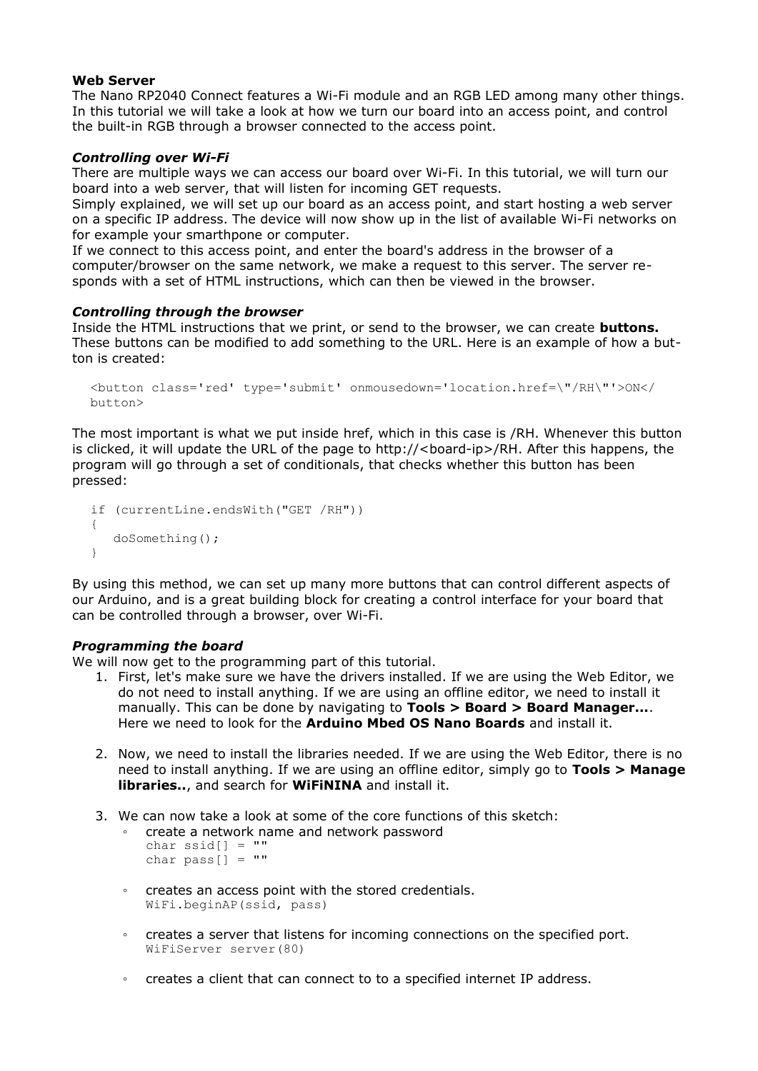## Web Server

The Nano RP2040 Connect features a Wi-Fi module and an RGB LED among many other things. In this tutorial we will take a look at how we turn our board into an access point, and control the built-in RGB through a browser connected to the access point.

### *Controlling over Wi-Fi*

There are multiple ways we can access our board over Wi-Fi. In this tutorial, we will turn our board into a web server, that will listen for incoming GET requests.

Simply explained, we will set up our board as an access point, and start hosting a web server on a specific IP address. The device will now show up in the list of available Wi-Fi networks on for example your smarthpone or computer.

If we connect to this access point, and enter the board's address in the browser of a computer/browser on the same network, we make a request to this server. The server responds with a set of HTML instructions, which can then be viewed in the browser.

### *Controlling through the browser*

Inside the HTML instructions that we print, or send to the browser, we can create **buttons.** These buttons can be modified to add something to the URL. Here is an example of how a button is created:

```
<button class='red' type='submit' onmousedown='location.href=\"/RH\"'>ON</
button>
```

The most important is what we put inside href, which in this case is /RH. Whenever this button is clicked, it will update the URL of the page to http://<board-ip>/RH. After this happens, the program will go through a set of conditionals, that checks whether this button has been pressed:

```
if (currentLine.endsWith("GET /RH"))
{
   doSomething();
}
```

By using this method, we can set up many more buttons that can control different aspects of our Arduino, and is a great building block for creating a control interface for your board that can be controlled through a browser, over Wi-Fi.

### *Programming the board*

We will now get to the programming part of this tutorial.

1. First, let's make sure we have the drivers installed. If we are using the Web Editor, we do not need to install anything. If we are using an offline editor, we need to install it manually. This can be done by navigating to **Tools > Board > Board Manager...**. Here we need to look for the **Arduino Mbed OS Nano Boards** and install it.

2. Now, we need to install the libraries needed. If we are using the Web Editor, there is no need to install anything. If we are using an offline editor, simply go to **Tools > Manage libraries..**, and search for **WiFiNINA** and install it.

3. We can now take a look at some of the core functions of this sketch:
   - create a network name and network password
     ```
     char ssid[] = ""
     char pass[] = ""
     ```
   - creates an access point with the stored credentials.
     ```
     WiFi.beginAP(ssid, pass)
     ```
   - creates a server that listens for incoming connections on the specified port.
     ```
     WiFiServer server(80)
     ```
   - creates a client that can connect to to a specified internet IP address.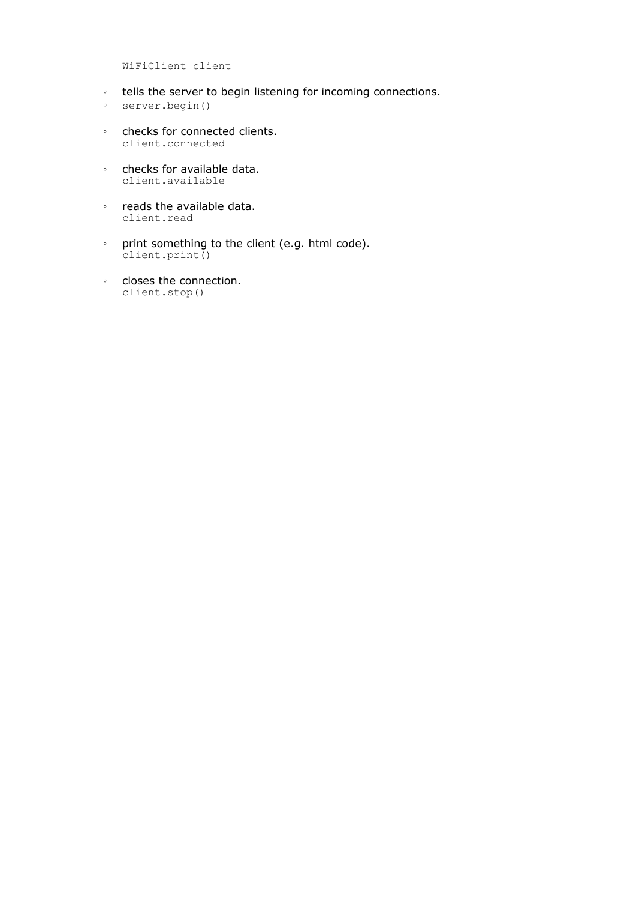`WiFiClient client`

- tells the server to begin listening for incoming connections.
- `server.begin()`
- checks for connected clients.
  `client.connected`
- checks for available data.
  `client.available`
- reads the available data.
  `client.read`
- print something to the client (e.g. html code).
  `client.print()`
- closes the connection.
  `client.stop()`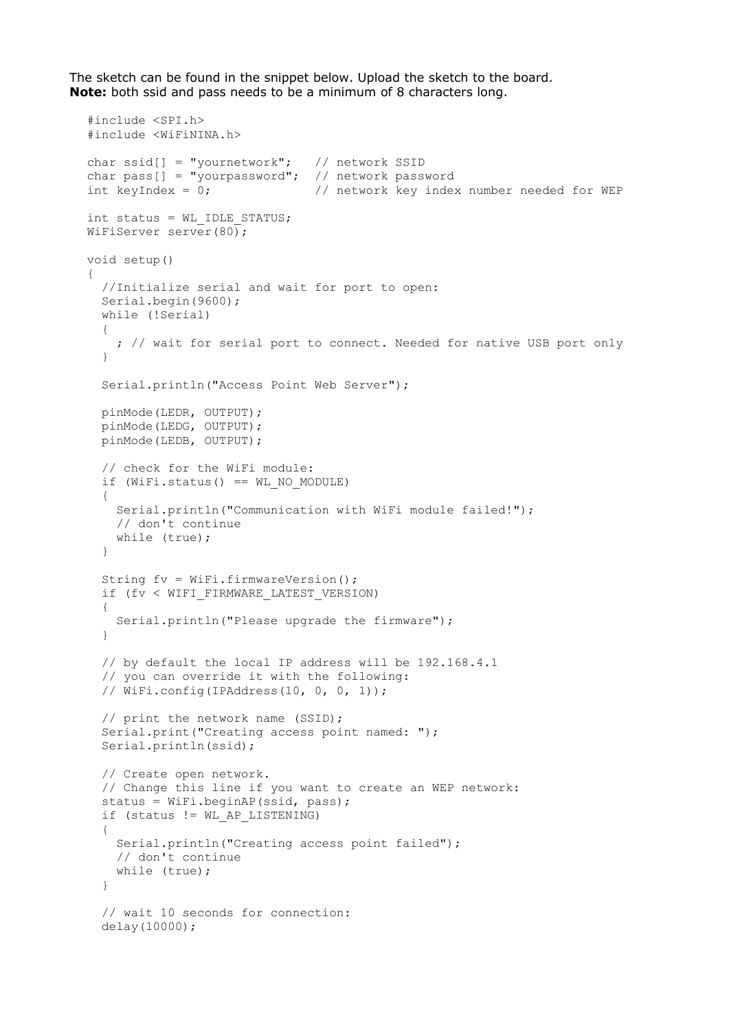The sketch can be found in the snippet below. Upload the sketch to the board.
**Note:** both ssid and pass needs to be a minimum of 8 characters long.

```
#include <SPI.h>
#include <WiFiNINA.h>

char ssid[] = "yournetwork";   // network SSID
char pass[] = "yourpassword";  // network password
int keyIndex = 0;              // network key index number needed for WEP

int status = WL_IDLE_STATUS;
WiFiServer server(80);

void setup()
{
  //Initialize serial and wait for port to open:
  Serial.begin(9600);
  while (!Serial)
  {
    ; // wait for serial port to connect. Needed for native USB port only
  }

  Serial.println("Access Point Web Server");

  pinMode(LEDR, OUTPUT);
  pinMode(LEDG, OUTPUT);
  pinMode(LEDB, OUTPUT);

  // check for the WiFi module:
  if (WiFi.status() == WL_NO_MODULE)
  {
    Serial.println("Communication with WiFi module failed!");
    // don't continue
    while (true);
  }

  String fv = WiFi.firmwareVersion();
  if (fv < WIFI_FIRMWARE_LATEST_VERSION)
  {
    Serial.println("Please upgrade the firmware");
  }

  // by default the local IP address will be 192.168.4.1
  // you can override it with the following:
  // WiFi.config(IPAddress(10, 0, 0, 1));

  // print the network name (SSID);
  Serial.print("Creating access point named: ");
  Serial.println(ssid);

  // Create open network.
  // Change this line if you want to create an WEP network:
  status = WiFi.beginAP(ssid, pass);
  if (status != WL_AP_LISTENING)
  {
    Serial.println("Creating access point failed");
    // don't continue
    while (true);
  }

  // wait 10 seconds for connection:
  delay(10000);
```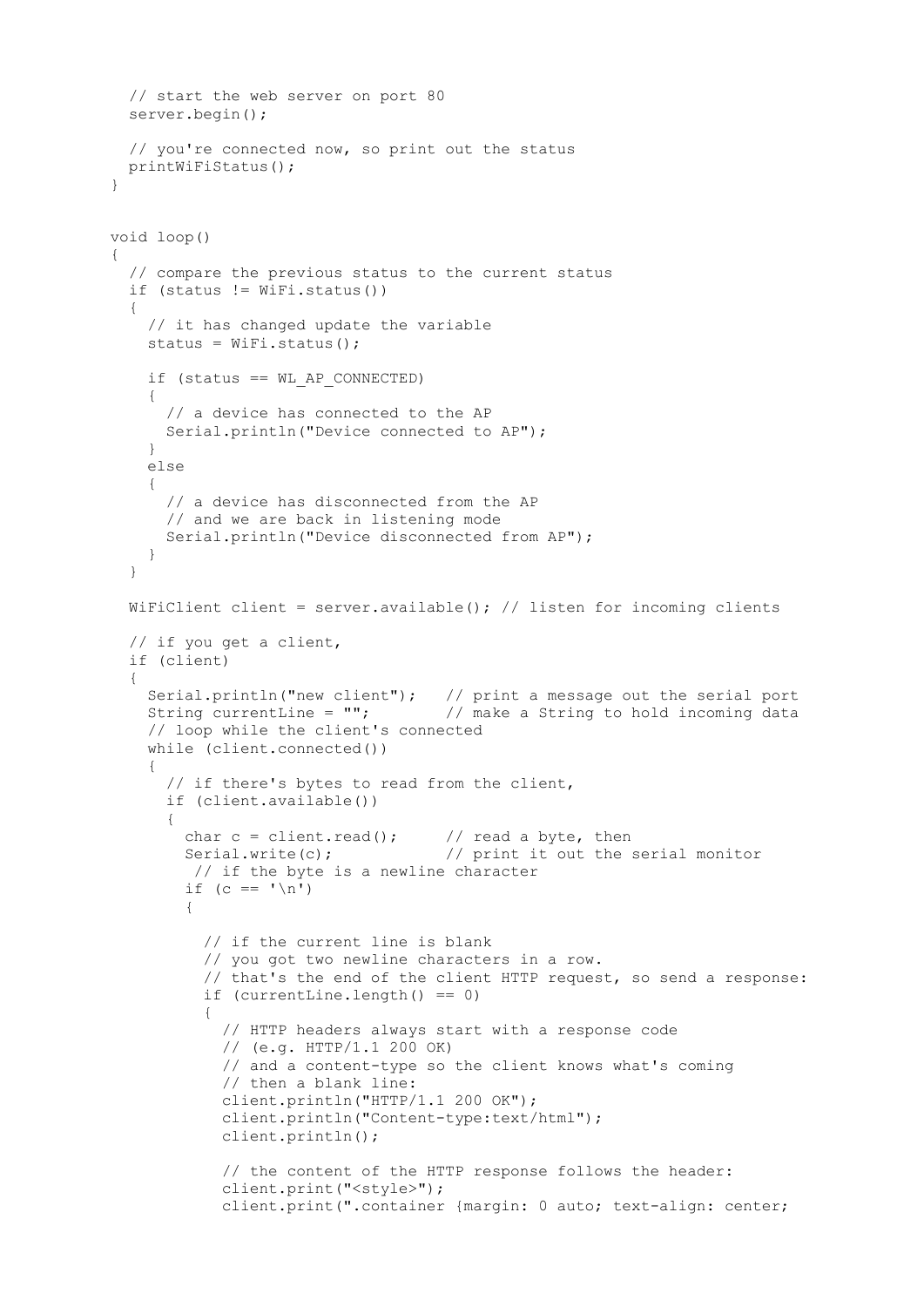```
  // start the web server on port 80
  server.begin();

  // you're connected now, so print out the status
  printWiFiStatus();
}


void loop()
{
  // compare the previous status to the current status
  if (status != WiFi.status())
  {
    // it has changed update the variable
    status = WiFi.status();

    if (status == WL_AP_CONNECTED)
    {
      // a device has connected to the AP
      Serial.println("Device connected to AP");
    }
    else
    {
      // a device has disconnected from the AP
      // and we are back in listening mode
      Serial.println("Device disconnected from AP");
    }
  }

  WiFiClient client = server.available(); // listen for incoming clients

  // if you get a client,
  if (client)
  {
    Serial.println("new client");   // print a message out the serial port
    String currentLine = "";        // make a String to hold incoming data
    // loop while the client's connected
    while (client.connected())
    {
      // if there's bytes to read from the client,
      if (client.available())
      {
        char c = client.read();     // read a byte, then
        Serial.write(c);            // print it out the serial monitor
         // if the byte is a newline character
        if (c == '\n')
        {

          // if the current line is blank
          // you got two newline characters in a row.
          // that's the end of the client HTTP request, so send a response:
          if (currentLine.length() == 0)
          {
            // HTTP headers always start with a response code
            // (e.g. HTTP/1.1 200 OK)
            // and a content-type so the client knows what's coming
            // then a blank line:
            client.println("HTTP/1.1 200 OK");
            client.println("Content-type:text/html");
            client.println();

            // the content of the HTTP response follows the header:
            client.print("<style>");
            client.print(".container {margin: 0 auto; text-align: center;
```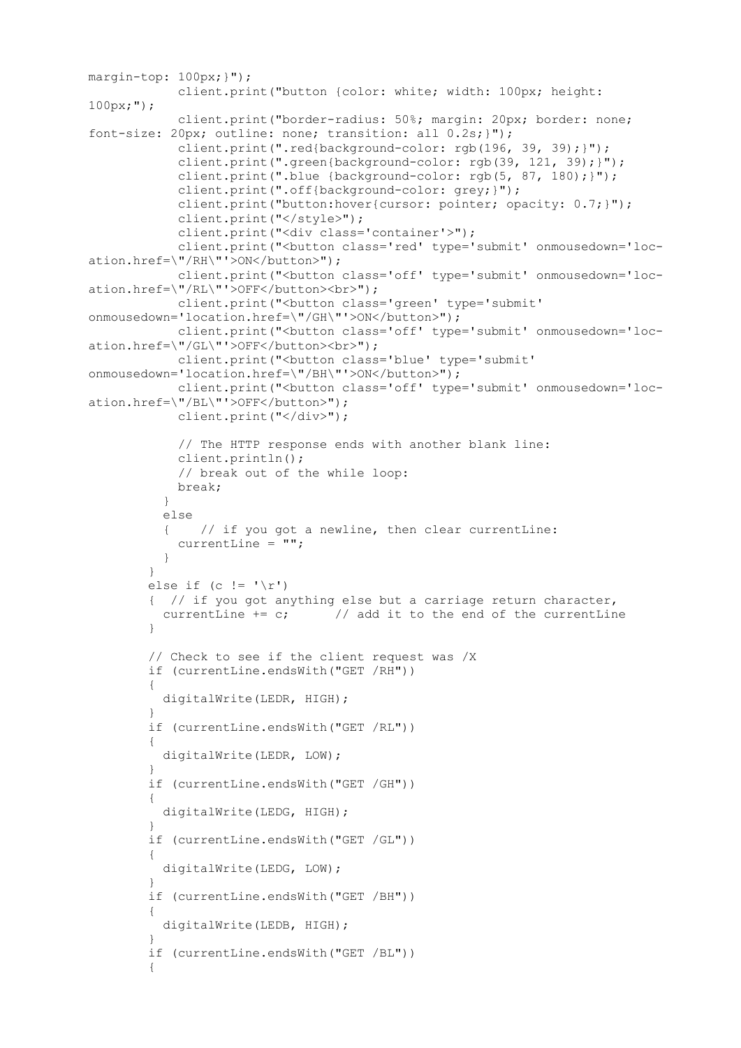```
margin-top: 100px;}");
            client.print("button {color: white; width: 100px; height: 
100px;");
            client.print("border-radius: 50%; margin: 20px; border: none; 
font-size: 20px; outline: none; transition: all 0.2s;}");
            client.print(".red{background-color: rgb(196, 39, 39);}");
            client.print(".green{background-color: rgb(39, 121, 39);}");
            client.print(".blue {background-color: rgb(5, 87, 180);}");
            client.print(".off{background-color: grey;}");
            client.print("button:hover{cursor: pointer; opacity: 0.7;}");
            client.print("</style>");
            client.print("<div class='container'>");
            client.print("<button class='red' type='submit' onmousedown='loc-
ation.href=\"/RH\"'>ON</button>");
            client.print("<button class='off' type='submit' onmousedown='loc-
ation.href=\"/RL\"'>OFF</button><br>");
            client.print("<button class='green' type='submit' 
onmousedown='location.href=\"/GH\"'>ON</button>");
            client.print("<button class='off' type='submit' onmousedown='loc-
ation.href=\"/GL\"'>OFF</button><br>");
            client.print("<button class='blue' type='submit' 
onmousedown='location.href=\"/BH\"'>ON</button>");
            client.print("<button class='off' type='submit' onmousedown='loc-
ation.href=\"/BL\"'>OFF</button>");
            client.print("</div>");

            // The HTTP response ends with another blank line:
            client.println();
            // break out of the while loop:
            break;
          }
          else
          {    // if you got a newline, then clear currentLine:
            currentLine = "";
          }
        }
        else if (c != '\r')
        {  // if you got anything else but a carriage return character,
          currentLine += c;      // add it to the end of the currentLine
        }

        // Check to see if the client request was /X
        if (currentLine.endsWith("GET /RH"))
        {
          digitalWrite(LEDR, HIGH);
        }
        if (currentLine.endsWith("GET /RL"))
        {
          digitalWrite(LEDR, LOW);
        }
        if (currentLine.endsWith("GET /GH"))
        {
          digitalWrite(LEDG, HIGH);
        }
        if (currentLine.endsWith("GET /GL"))
        {
          digitalWrite(LEDG, LOW);
        }
        if (currentLine.endsWith("GET /BH"))
        {
          digitalWrite(LEDB, HIGH);
        }
        if (currentLine.endsWith("GET /BL"))
        {
```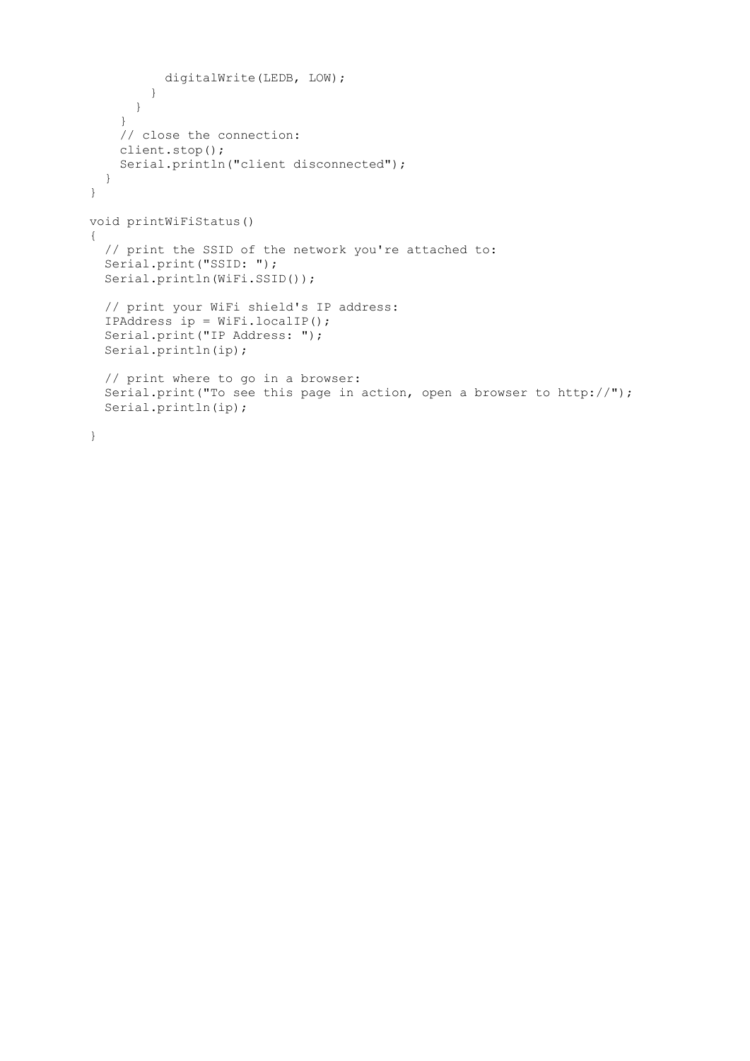```
          digitalWrite(LEDB, LOW);
        }
      }
    }
    // close the connection:
    client.stop();
    Serial.println("client disconnected");
  }
}

void printWiFiStatus()
{
  // print the SSID of the network you're attached to:
  Serial.print("SSID: ");
  Serial.println(WiFi.SSID());

  // print your WiFi shield's IP address:
  IPAddress ip = WiFi.localIP();
  Serial.print("IP Address: ");
  Serial.println(ip);

  // print where to go in a browser:
  Serial.print("To see this page in action, open a browser to http://");
  Serial.println(ip);

}
```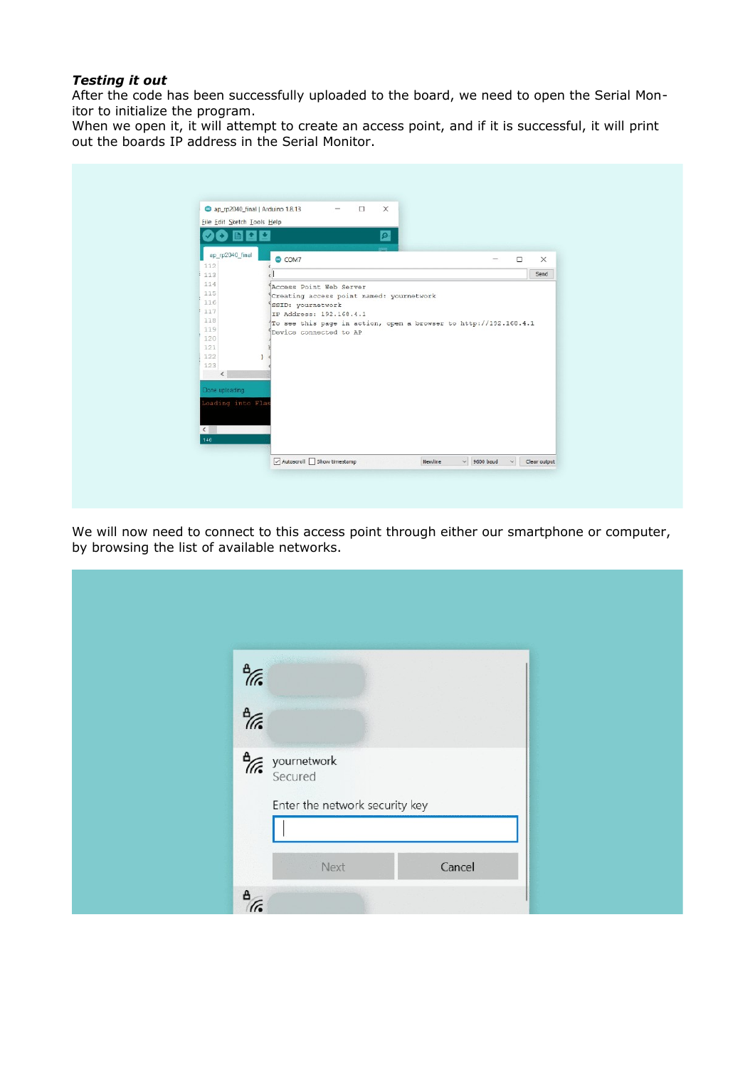***Testing it out***

After the code has been successfully uploaded to the board, we need to open the Serial Monitor to initialize the program.
When we open it, it will attempt to create an access point, and if it is successful, it will print out the boards IP address in the Serial Monitor.

We will now need to connect to this access point through either our smartphone or computer, by browsing the list of available networks.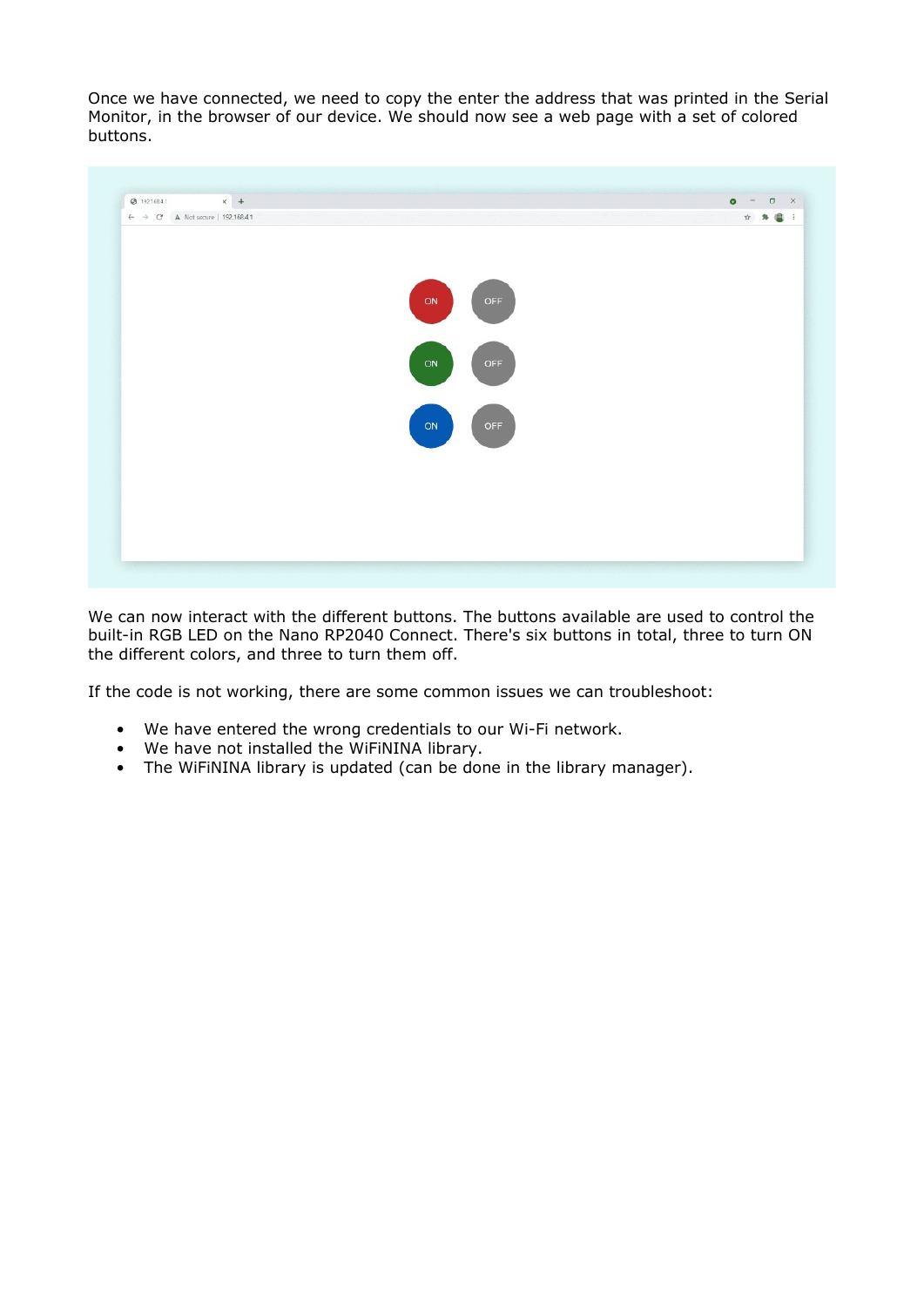Once we have connected, we need to copy the enter the address that was printed in the Serial Monitor, in the browser of our device. We should now see a web page with a set of colored buttons.

We can now interact with the different buttons. The buttons available are used to control the built-in RGB LED on the Nano RP2040 Connect. There's six buttons in total, three to turn ON the different colors, and three to turn them off.

If the code is not working, there are some common issues we can troubleshoot:

- We have entered the wrong credentials to our Wi-Fi network.
- We have not installed the WiFiNINA library.
- The WiFiNINA library is updated (can be done in the library manager).